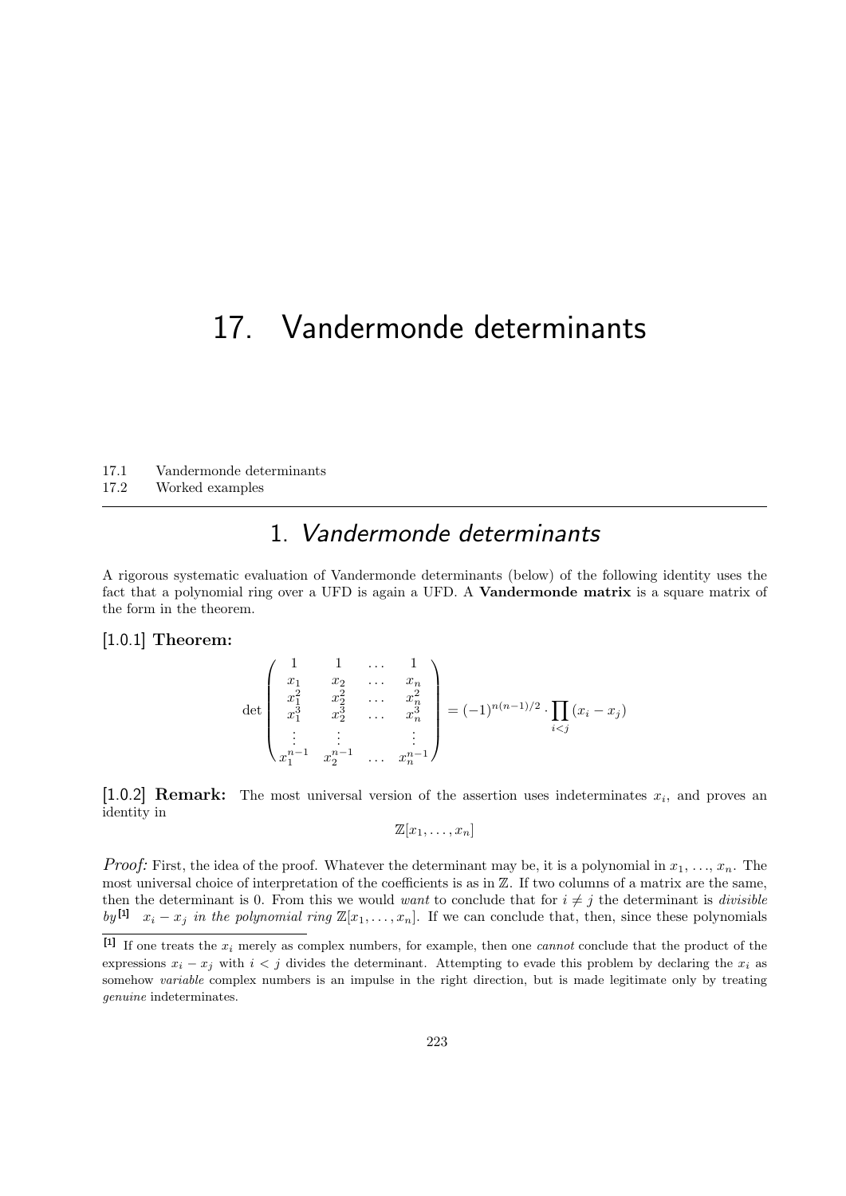# 17. Vandermonde determinants

17.1 Vandermonde determinants
17.2 Worked examples

## 1. *Vandermonde determinants*

A rigorous systematic evaluation of Vandermonde determinants (below) of the following identity uses the fact that a polynomial ring over a UFD is again a UFD. A **Vandermonde matrix** is a square matrix of the form in the theorem.

**[1.0.1] Theorem:**

$$\det \begin{pmatrix} 1 & 1 & \dots & 1 \\ x_1 & x_2 & \dots & x_n \\ x_1^2 & x_2^2 & \dots & x_n^2 \\ x_1^3 & x_2^3 & \dots & x_n^3 \\ \vdots & \vdots & & \vdots \\ x_1^{n-1} & x_2^{n-1} & \dots & x_n^{n-1} \end{pmatrix} = (-1)^{n(n-1)/2} \cdot \prod_{i<j} (x_i - x_j)$$

**[1.0.2] Remark:** The most universal version of the assertion uses indeterminates $x_i$, and proves an identity in

$$\mathbb{Z}[x_1, \dots, x_n]$$

*Proof:* First, the idea of the proof. Whatever the determinant may be, it is a polynomial in $x_1, \dots, x_n$. The most universal choice of interpretation of the coefficients is as in $\mathbb{Z}$. If two columns of a matrix are the same, then the determinant is 0. From this we would *want* to conclude that for $i \neq j$ the determinant is *divisible by*[1] $x_i - x_j$ *in the polynomial ring* $\mathbb{Z}[x_1, \dots, x_n]$. If we can conclude that, then, since these polynomials

[1] If one treats the $x_i$ merely as complex numbers, for example, then one *cannot* conclude that the product of the expressions $x_i - x_j$ with $i < j$ divides the determinant. Attempting to evade this problem by declaring the $x_i$ as somehow *variable* complex numbers is an impulse in the right direction, but is made legitimate only by treating *genuine* indeterminates.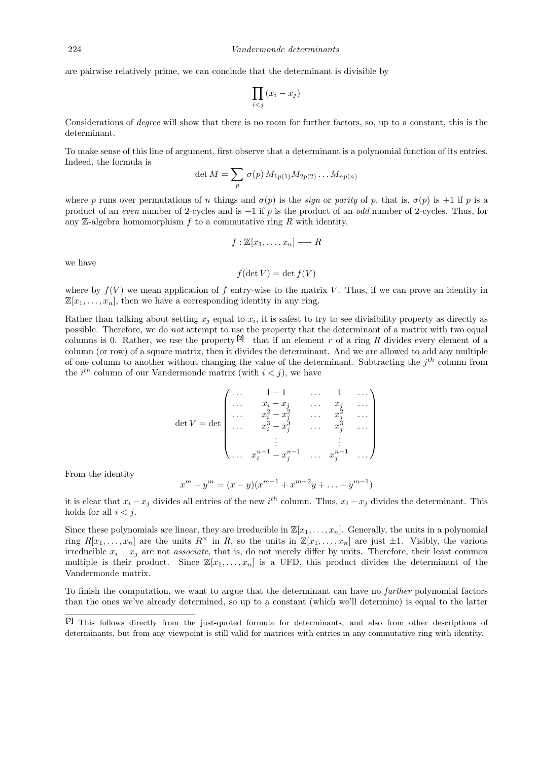are pairwise relatively prime, we can conclude that the determinant is divisible by

$$\prod_{i<j} (x_i - x_j)$$

Considerations of *degree* will show that there is no room for further factors, so, up to a constant, this is the determinant.

To make sense of this line of argument, first observe that a determinant is a polynomial function of its entries. Indeed, the formula is

$$\det M = \sum_p \sigma(p)\, M_{1p(1)} M_{2p(2)} \ldots M_{np(n)}$$

where $p$ runs over permutations of $n$ things and $\sigma(p)$ is the *sign* or *parity* of $p$, that is, $\sigma(p)$ is $+1$ if $p$ is a product of an *even* number of 2-cycles and is $-1$ if $p$ is the product of an *odd* number of 2-cycles. Thus, for any $\mathbb{Z}$-algebra homomorphism $f$ to a commutative ring $R$ with identity,

$$f : \mathbb{Z}[x_1, \ldots, x_n] \longrightarrow R$$

we have

$$f(\det V) = \det f(V)$$

where by $f(V)$ we mean application of $f$ entry-wise to the matrix $V$. Thus, if we can prove an identity in $\mathbb{Z}[x_1, \ldots, x_n]$, then we have a corresponding identity in any ring.

Rather than talking about setting $x_j$ equal to $x_i$, it is safest to try to see divisibility property as directly as possible. Therefore, we do *not* attempt to use the property that the determinant of a matrix with two equal columns is 0. Rather, we use the property [2] that if an element $r$ of a ring $R$ divides every element of a column (or row) of a square matrix, then it divides the determinant. And we are allowed to add any multiple of one column to another without changing the value of the determinant. Subtracting the $j^{th}$ column from the $i^{th}$ column of our Vandermonde matrix (with $i < j$), we have

$$\det V = \det \begin{pmatrix} \ldots & 1-1 & \ldots & 1 & \ldots \\ \ldots & x_i - x_j & \ldots & x_j & \ldots \\ \ldots & x_i^2 - x_j^2 & \ldots & x_j^2 & \ldots \\ \ldots & x_i^3 - x_j^3 & \ldots & x_j^3 & \ldots \\ & \vdots & & \vdots & \\ \ldots & x_i^{n-1} - x_j^{n-1} & \ldots & x_j^{n-1} & \ldots \end{pmatrix}$$

From the identity

$$x^m - y^m = (x-y)(x^{m-1} + x^{m-2}y + \ldots + y^{m-1})$$

it is clear that $x_i - x_j$ divides all entries of the new $i^{th}$ column. Thus, $x_i - x_j$ divides the determinant. This holds for all $i < j$.

Since these polynomials are linear, they are irreducible in $\mathbb{Z}[x_1, \ldots, x_n]$. Generally, the units in a polynomial ring $R[x_1, \ldots, x_n]$ are the units $R^\times$ in $R$, so the units in $\mathbb{Z}[x_1, \ldots, x_n]$ are just $\pm 1$. Visibly, the various irreducible $x_i - x_j$ are not *associate*, that is, do not merely differ by units. Therefore, their least common multiple is their product. Since $\mathbb{Z}[x_1, \ldots, x_n]$ is a UFD, this product divides the determinant of the Vandermonde matrix.

To finish the computation, we want to argue that the determinant can have no *further* polynomial factors than the ones we've already determined, so up to a constant (which we'll determine) is equal to the latter

[2] This follows directly from the just-quoted formula for determinants, and also from other descriptions of determinants, but from any viewpoint is still valid for matrices with entries in any commutative ring with identity.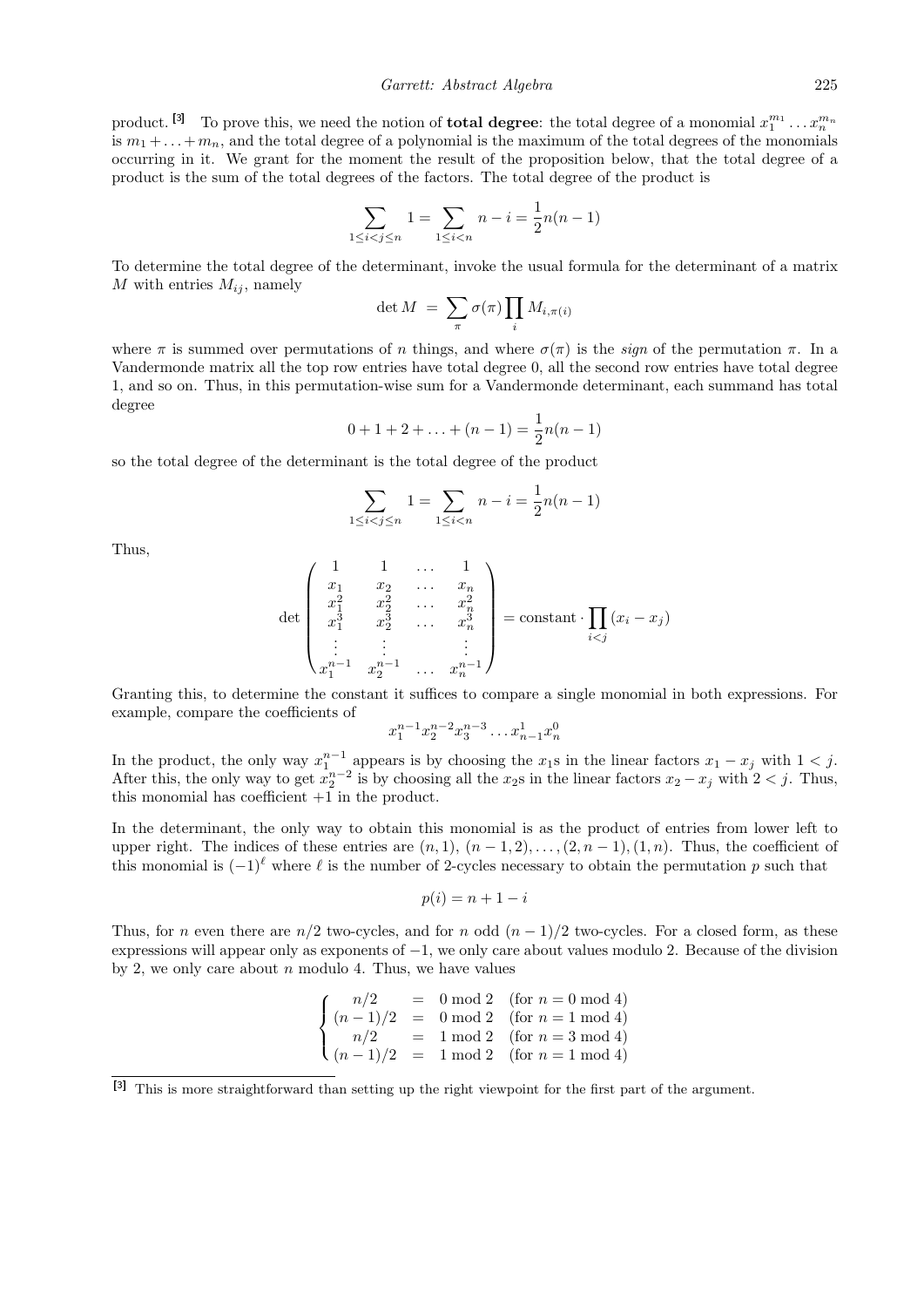product.[3] To prove this, we need the notion of **total degree**: the total degree of a monomial $x_1^{m_1} \dots x_n^{m_n}$ is $m_1 + \dots + m_n$, and the total degree of a polynomial is the maximum of the total degrees of the monomials occurring in it. We grant for the moment the result of the proposition below, that the total degree of a product is the sum of the total degrees of the factors. The total degree of the product is

$$\sum_{1 \le i < j \le n} 1 = \sum_{1 \le i < n} n - i = \frac{1}{2} n(n-1)$$

To determine the total degree of the determinant, invoke the usual formula for the determinant of a matrix $M$ with entries $M_{ij}$, namely

$$\det M \;=\; \sum_\pi \sigma(\pi) \prod_i M_{i,\pi(i)}$$

where $\pi$ is summed over permutations of $n$ things, and where $\sigma(\pi)$ is the *sign* of the permutation $\pi$. In a Vandermonde matrix all the top row entries have total degree 0, all the second row entries have total degree 1, and so on. Thus, in this permutation-wise sum for a Vandermonde determinant, each summand has total degree

$$0 + 1 + 2 + \dots + (n-1) = \frac{1}{2} n(n-1)$$

so the total degree of the determinant is the total degree of the product

$$\sum_{1 \le i < j \le n} 1 = \sum_{1 \le i < n} n - i = \frac{1}{2} n(n-1)$$

Thus,

$$\det \begin{pmatrix} 1 & 1 & \dots & 1 \\ x_1 & x_2 & \dots & x_n \\ x_1^2 & x_2^2 & \dots & x_n^2 \\ x_1^3 & x_2^3 & \dots & x_n^3 \\ \vdots & \vdots & & \vdots \\ x_1^{n-1} & x_2^{n-1} & \dots & x_n^{n-1} \end{pmatrix} = \text{constant} \cdot \prod_{i<j} (x_i - x_j)$$

Granting this, to determine the constant it suffices to compare a single monomial in both expressions. For example, compare the coefficients of

$$x_1^{n-1} x_2^{n-2} x_3^{n-3} \dots x_{n-1}^1 x_n^0$$

In the product, the only way $x_1^{n-1}$ appears is by choosing the $x_1$s in the linear factors $x_1 - x_j$ with $1 < j$. After this, the only way to get $x_2^{n-2}$ is by choosing all the $x_2$s in the linear factors $x_2 - x_j$ with $2 < j$. Thus, this monomial has coefficient $+1$ in the product.

In the determinant, the only way to obtain this monomial is as the product of entries from lower left to upper right. The indices of these entries are $(n, 1), (n-1, 2), \dots, (2, n-1), (1, n)$. Thus, the coefficient of this monomial is $(-1)^\ell$ where $\ell$ is the number of 2-cycles necessary to obtain the permutation $p$ such that

$$p(i) = n + 1 - i$$

Thus, for $n$ even there are $n/2$ two-cycles, and for $n$ odd $(n-1)/2$ two-cycles. For a closed form, as these expressions will appear only as exponents of $-1$, we only care about values modulo 2. Because of the division by 2, we only care about $n$ modulo 4. Thus, we have values

$$\begin{cases} n/2 & = & 0 \bmod 2 & (\text{for } n = 0 \bmod 4) \\ (n-1)/2 & = & 0 \bmod 2 & (\text{for } n = 1 \bmod 4) \\ n/2 & = & 1 \bmod 2 & (\text{for } n = 3 \bmod 4) \\ (n-1)/2 & = & 1 \bmod 2 & (\text{for } n = 1 \bmod 4) \end{cases}$$

[3] This is more straightforward than setting up the right viewpoint for the first part of the argument.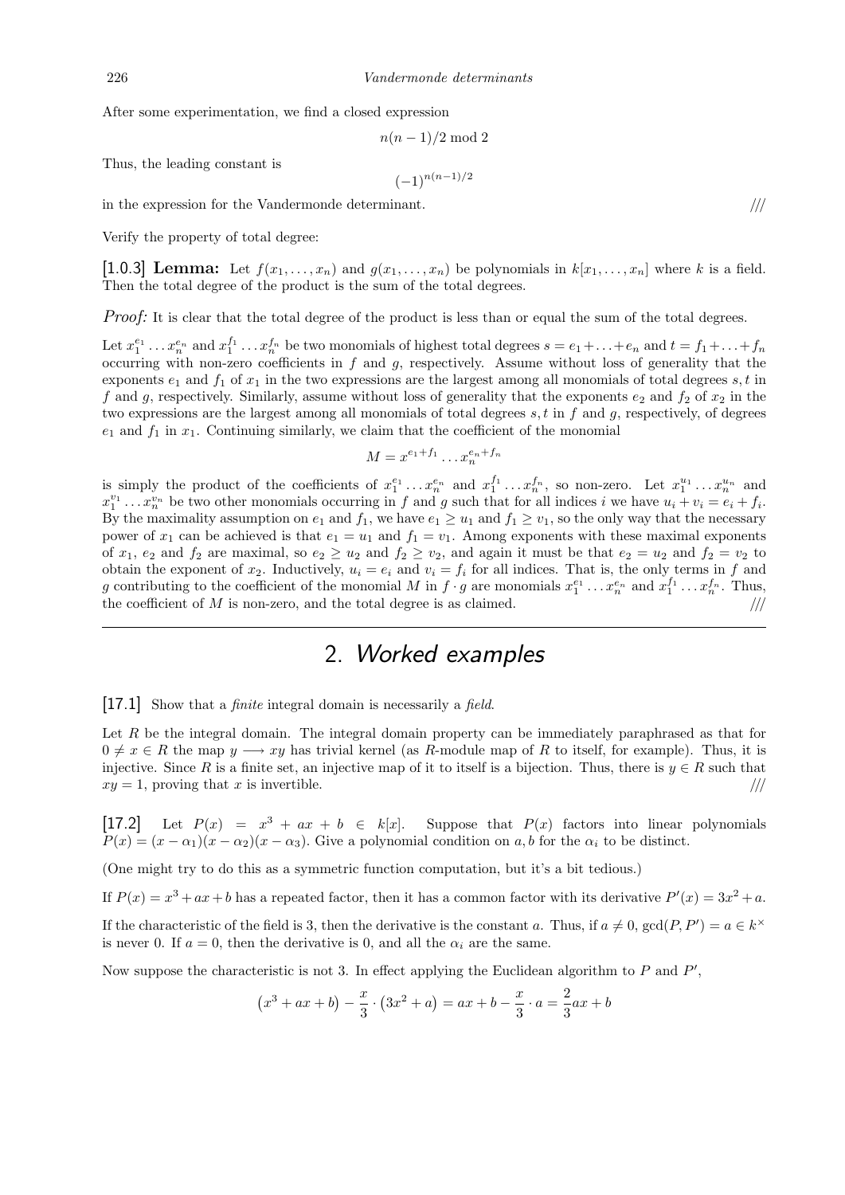After some experimentation, we find a closed expression

$$n(n-1)/2 \bmod 2$$

Thus, the leading constant is

$$(-1)^{n(n-1)/2}$$

in the expression for the Vandermonde determinant. ///

Verify the property of total degree:

**[1.0.3] Lemma:** Let $f(x_1, \ldots, x_n)$ and $g(x_1, \ldots, x_n)$ be polynomials in $k[x_1, \ldots, x_n]$ where $k$ is a field. Then the total degree of the product is the sum of the total degrees.

*Proof:* It is clear that the total degree of the product is less than or equal the sum of the total degrees.

Let $x_1^{e_1} \ldots x_n^{e_n}$ and $x_1^{f_1} \ldots x_n^{f_n}$ be two monomials of highest total degrees $s = e_1 + \ldots + e_n$ and $t = f_1 + \ldots + f_n$ occurring with non-zero coefficients in $f$ and $g$, respectively. Assume without loss of generality that the exponents $e_1$ and $f_1$ of $x_1$ in the two expressions are the largest among all monomials of total degrees $s, t$ in $f$ and $g$, respectively. Similarly, assume without loss of generality that the exponents $e_2$ and $f_2$ of $x_2$ in the two expressions are the largest among all monomials of total degrees $s, t$ in $f$ and $g$, respectively, of degrees $e_1$ and $f_1$ in $x_1$. Continuing similarly, we claim that the coefficient of the monomial

$$M = x^{e_1+f_1} \ldots x_n^{e_n+f_n}$$

is simply the product of the coefficients of $x_1^{e_1} \ldots x_n^{e_n}$ and $x_1^{f_1} \ldots x_n^{f_n}$, so non-zero. Let $x_1^{u_1} \ldots x_n^{u_n}$ and $x_1^{v_1} \ldots x_n^{v_n}$ be two other monomials occurring in $f$ and $g$ such that for all indices $i$ we have $u_i + v_i = e_i + f_i$. By the maximality assumption on $e_1$ and $f_1$, we have $e_1 \geq u_1$ and $f_1 \geq v_1$, so the only way that the necessary power of $x_1$ can be achieved is that $e_1 = u_1$ and $f_1 = v_1$. Among exponents with these maximal exponents of $x_1$, $e_2$ and $f_2$ are maximal, so $e_2 \geq u_2$ and $f_2 \geq v_2$, and again it must be that $e_2 = u_2$ and $f_2 = v_2$ to obtain the exponent of $x_2$. Inductively, $u_i = e_i$ and $v_i = f_i$ for all indices. That is, the only terms in $f$ and $g$ contributing to the coefficient of the monomial $M$ in $f \cdot g$ are monomials $x_1^{e_1} \ldots x_n^{e_n}$ and $x_1^{f_1} \ldots x_n^{f_n}$. Thus, the coefficient of $M$ is non-zero, and the total degree is as claimed. ///

## 2. *Worked examples*

**[17.1]** Show that a *finite* integral domain is necessarily a *field*.

Let $R$ be the integral domain. The integral domain property can be immediately paraphrased as that for $0 \neq x \in R$ the map $y \longrightarrow xy$ has trivial kernel (as $R$-module map of $R$ to itself, for example). Thus, it is injective. Since $R$ is a finite set, an injective map of it to itself is a bijection. Thus, there is $y \in R$ such that $xy = 1$, proving that $x$ is invertible. ///

**[17.2]** Let $P(x) = x^3 + ax + b \in k[x]$. Suppose that $P(x)$ factors into linear polynomials $P(x) = (x - \alpha_1)(x - \alpha_2)(x - \alpha_3)$. Give a polynomial condition on $a, b$ for the $\alpha_i$ to be distinct.

(One might try to do this as a symmetric function computation, but it's a bit tedious.)

If $P(x) = x^3 + ax + b$ has a repeated factor, then it has a common factor with its derivative $P'(x) = 3x^2 + a$.

If the characteristic of the field is 3, then the derivative is the constant $a$. Thus, if $a \neq 0$, $\gcd(P, P') = a \in k^\times$ is never 0. If $a = 0$, then the derivative is 0, and all the $\alpha_i$ are the same.

Now suppose the characteristic is not 3. In effect applying the Euclidean algorithm to $P$ and $P'$,

$$\left(x^3 + ax + b\right) - \frac{x}{3} \cdot \left(3x^2 + a\right) = ax + b - \frac{x}{3} \cdot a = \frac{2}{3}ax + b$$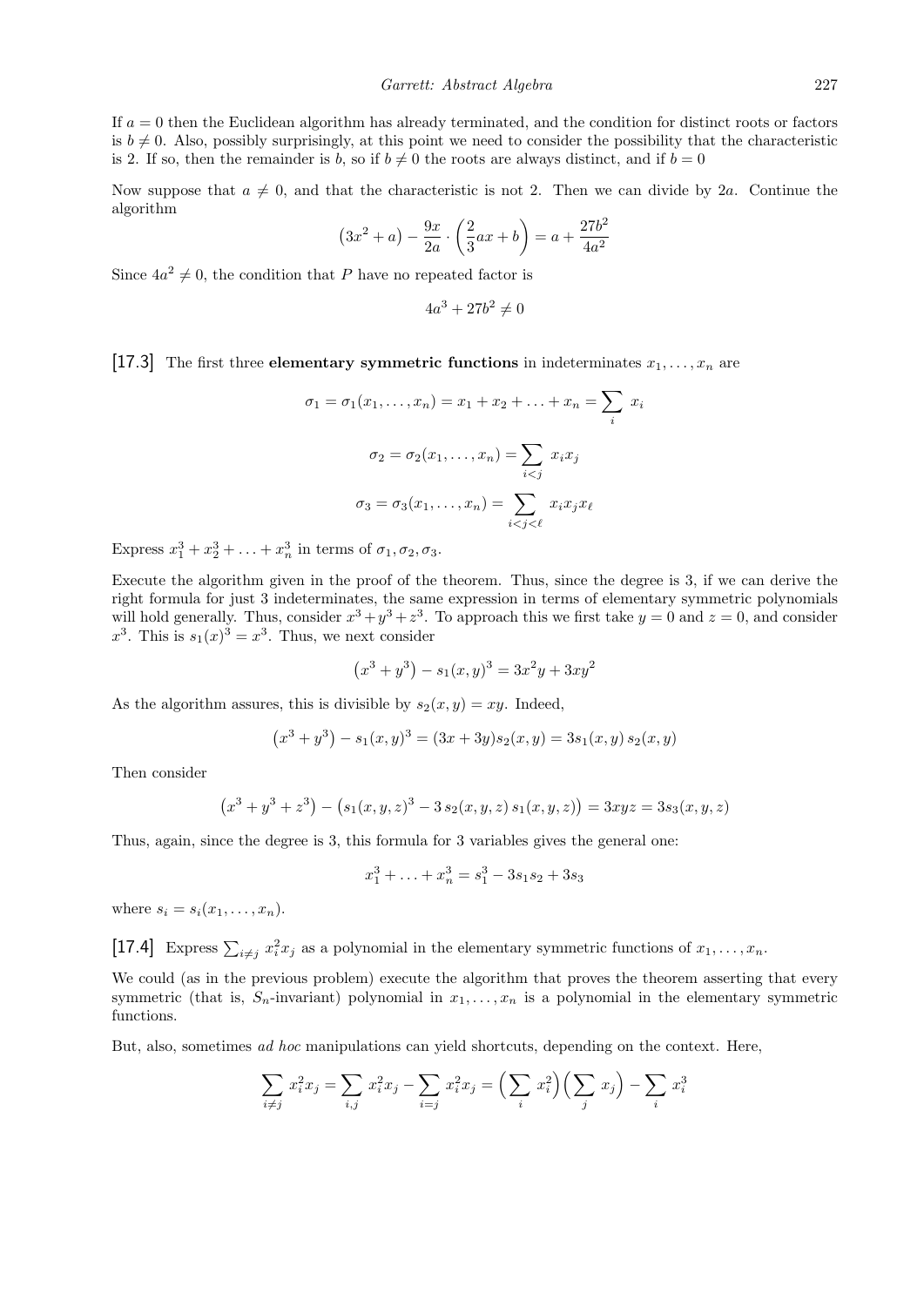If $a = 0$ then the Euclidean algorithm has already terminated, and the condition for distinct roots or factors is $b \neq 0$. Also, possibly surprisingly, at this point we need to consider the possibility that the characteristic is 2. If so, then the remainder is $b$, so if $b \neq 0$ the roots are always distinct, and if $b = 0$

Now suppose that $a \neq 0$, and that the characteristic is not 2. Then we can divide by $2a$. Continue the algorithm

$$(3x^2 + a) - \frac{9x}{2a} \cdot \left(\frac{2}{3}ax + b\right) = a + \frac{27b^2}{4a^2}$$

Since $4a^2 \neq 0$, the condition that $P$ have no repeated factor is

$$4a^3 + 27b^2 \neq 0$$

**[17.3]** The first three **elementary symmetric functions** in indeterminates $x_1, \ldots, x_n$ are

$$\sigma_1 = \sigma_1(x_1, \ldots, x_n) = x_1 + x_2 + \ldots + x_n = \sum_i \; x_i$$

$$\sigma_2 = \sigma_2(x_1, \ldots, x_n) = \sum_{i<j} \; x_i x_j$$

$$\sigma_3 = \sigma_3(x_1, \ldots, x_n) = \sum_{i<j<\ell} \; x_i x_j x_\ell$$

Express $x_1^3 + x_2^3 + \ldots + x_n^3$ in terms of $\sigma_1, \sigma_2, \sigma_3$.

Execute the algorithm given in the proof of the theorem. Thus, since the degree is 3, if we can derive the right formula for just 3 indeterminates, the same expression in terms of elementary symmetric polynomials will hold generally. Thus, consider $x^3 + y^3 + z^3$. To approach this we first take $y = 0$ and $z = 0$, and consider $x^3$. This is $s_1(x)^3 = x^3$. Thus, we next consider

$$(x^3 + y^3) - s_1(x, y)^3 = 3x^2y + 3xy^2$$

As the algorithm assures, this is divisible by $s_2(x, y) = xy$. Indeed,

$$(x^3 + y^3) - s_1(x, y)^3 = (3x + 3y)s_2(x, y) = 3s_1(x, y)\, s_2(x, y)$$

Then consider

$$(x^3 + y^3 + z^3) - \left(s_1(x, y, z)^3 - 3\, s_2(x, y, z)\, s_1(x, y, z)\right) = 3xyz = 3s_3(x, y, z)$$

Thus, again, since the degree is 3, this formula for 3 variables gives the general one:

$$x_1^3 + \ldots + x_n^3 = s_1^3 - 3s_1 s_2 + 3s_3$$

where $s_i = s_i(x_1, \ldots, x_n)$.

**[17.4]** Express $\sum_{i \neq j} x_i^2 x_j$ as a polynomial in the elementary symmetric functions of $x_1, \ldots, x_n$.

We could (as in the previous problem) execute the algorithm that proves the theorem asserting that every symmetric (that is, $S_n$-invariant) polynomial in $x_1, \ldots, x_n$ is a polynomial in the elementary symmetric functions.

But, also, sometimes *ad hoc* manipulations can yield shortcuts, depending on the context. Here,

$$\sum_{i \neq j} x_i^2 x_j = \sum_{i,j} x_i^2 x_j - \sum_{i=j} x_i^2 x_j = \Big(\sum_i \, x_i^2\Big)\Big(\sum_j \, x_j\Big) - \sum_i \, x_i^3$$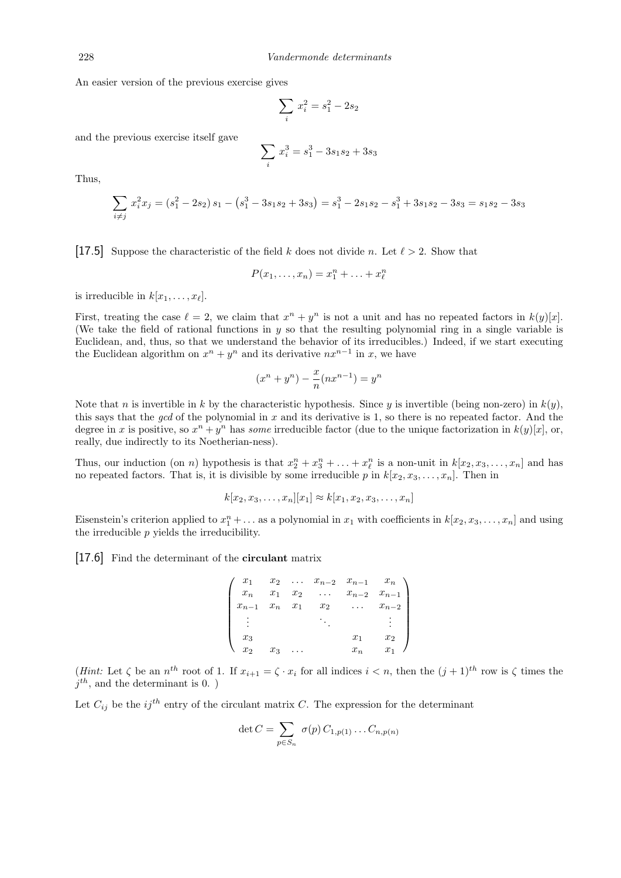An easier version of the previous exercise gives

$$\sum_i x_i^2 = s_1^2 - 2s_2$$

and the previous exercise itself gave

$$\sum_i x_i^3 = s_1^3 - 3s_1s_2 + 3s_3$$

Thus,

$$\sum_{i \neq j} x_i^2 x_j = (s_1^2 - 2s_2)\, s_1 - \left(s_1^3 - 3s_1s_2 + 3s_3\right) = s_1^3 - 2s_1s_2 - s_1^3 + 3s_1s_2 - 3s_3 = s_1s_2 - 3s_3$$

**[17.5]** Suppose the characteristic of the field $k$ does not divide $n$. Let $\ell > 2$. Show that

$$P(x_1, \ldots, x_n) = x_1^n + \ldots + x_\ell^n$$

is irreducible in $k[x_1, \ldots, x_\ell]$.

First, treating the case $\ell = 2$, we claim that $x^n + y^n$ is not a unit and has no repeated factors in $k(y)[x]$. (We take the field of rational functions in $y$ so that the resulting polynomial ring in a single variable is Euclidean, and, thus, so that we understand the behavior of its irreducibles.) Indeed, if we start executing the Euclidean algorithm on $x^n + y^n$ and its derivative $nx^{n-1}$ in $x$, we have

$$(x^n + y^n) - \frac{x}{n}(nx^{n-1}) = y^n$$

Note that $n$ is invertible in $k$ by the characteristic hypothesis. Since $y$ is invertible (being non-zero) in $k(y)$, this says that the *gcd* of the polynomial in $x$ and its derivative is 1, so there is no repeated factor. And the degree in $x$ is positive, so $x^n + y^n$ has *some* irreducible factor (due to the unique factorization in $k(y)[x]$, or, really, due indirectly to its Noetherian-ness).

Thus, our induction (on $n$) hypothesis is that $x_2^n + x_3^n + \ldots + x_\ell^n$ is a non-unit in $k[x_2, x_3, \ldots, x_n]$ and has no repeated factors. That is, it is divisible by some irreducible $p$ in $k[x_2, x_3, \ldots, x_n]$. Then in

$$k[x_2, x_3, \ldots, x_n][x_1] \approx k[x_1, x_2, x_3, \ldots, x_n]$$

Eisenstein's criterion applied to $x_1^n + \ldots$ as a polynomial in $x_1$ with coefficients in $k[x_2, x_3, \ldots, x_n]$ and using the irreducible $p$ yields the irreducibility.

**[17.6]** Find the determinant of the **circulant** matrix

$$\begin{pmatrix} x_1 & x_2 & \ldots & x_{n-2} & x_{n-1} & x_n \\ x_n & x_1 & x_2 & \ldots & x_{n-2} & x_{n-1} \\ x_{n-1} & x_n & x_1 & x_2 & \ldots & x_{n-2} \\ \vdots & & & \ddots & & \vdots \\ x_3 & & & & x_1 & x_2 \\ x_2 & x_3 & \ldots & & x_n & x_1 \end{pmatrix}$$

(*Hint:* Let $\zeta$ be an $n^{th}$ root of 1. If $x_{i+1} = \zeta \cdot x_i$ for all indices $i < n$, then the $(j+1)^{th}$ row is $\zeta$ times the $j^{th}$, and the determinant is 0. )

Let $C_{ij}$ be the $ij^{th}$ entry of the circulant matrix $C$. The expression for the determinant

$$\det C = \sum_{p \in S_n} \sigma(p)\, C_{1,p(1)} \ldots C_{n,p(n)}$$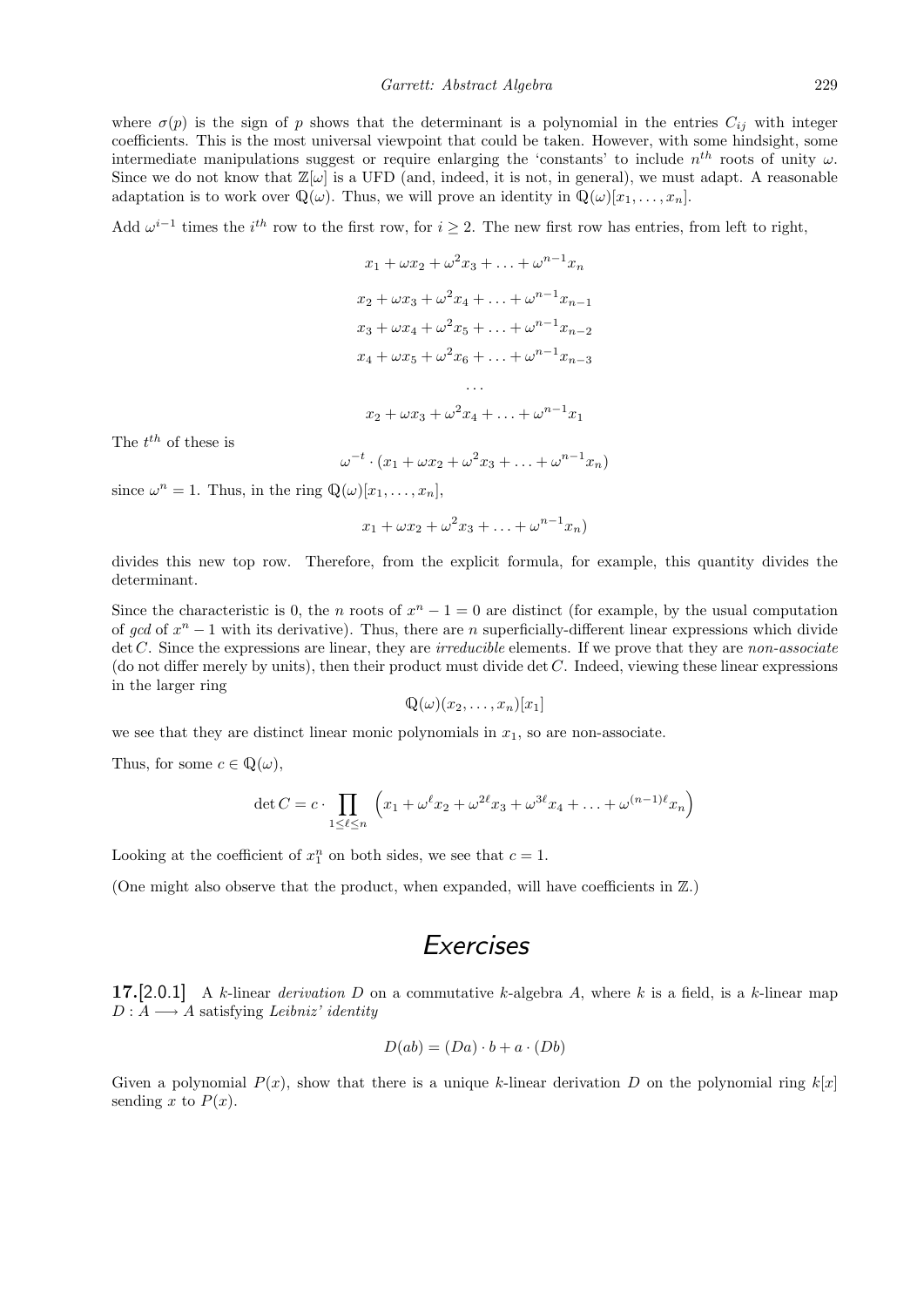where $\sigma(p)$ is the sign of $p$ shows that the determinant is a polynomial in the entries $C_{ij}$ with integer coefficients. This is the most universal viewpoint that could be taken. However, with some hindsight, some intermediate manipulations suggest or require enlarging the 'constants' to include $n^{th}$ roots of unity $\omega$. Since we do not know that $\mathbb{Z}[\omega]$ is a UFD (and, indeed, it is not, in general), we must adapt. A reasonable adaptation is to work over $\mathbb{Q}(\omega)$. Thus, we will prove an identity in $\mathbb{Q}(\omega)[x_1, \ldots, x_n]$.

Add $\omega^{i-1}$ times the $i^{th}$ row to the first row, for $i \geq 2$. The new first row has entries, from left to right,

$$x_1 + \omega x_2 + \omega^2 x_3 + \ldots + \omega^{n-1} x_n$$

$$x_2 + \omega x_3 + \omega^2 x_4 + \ldots + \omega^{n-1} x_{n-1}$$

$$x_3 + \omega x_4 + \omega^2 x_5 + \ldots + \omega^{n-1} x_{n-2}$$

$$x_4 + \omega x_5 + \omega^2 x_6 + \ldots + \omega^{n-1} x_{n-3}$$

$$\ldots$$

$$x_2 + \omega x_3 + \omega^2 x_4 + \ldots + \omega^{n-1} x_1$$

The $t^{th}$ of these is

$$\omega^{-t} \cdot (x_1 + \omega x_2 + \omega^2 x_3 + \ldots + \omega^{n-1} x_n)$$

since $\omega^n = 1$. Thus, in the ring $\mathbb{Q}(\omega)[x_1, \ldots, x_n]$,

$$x_1 + \omega x_2 + \omega^2 x_3 + \ldots + \omega^{n-1} x_n)$$

divides this new top row. Therefore, from the explicit formula, for example, this quantity divides the determinant.

Since the characteristic is 0, the $n$ roots of $x^n - 1 = 0$ are distinct (for example, by the usual computation of *gcd* of $x^n - 1$ with its derivative). Thus, there are $n$ superficially-different linear expressions which divide $\det C$. Since the expressions are linear, they are *irreducible* elements. If we prove that they are *non-associate* (do not differ merely by units), then their product must divide $\det C$. Indeed, viewing these linear expressions in the larger ring

$$\mathbb{Q}(\omega)(x_2, \ldots, x_n)[x_1]$$

we see that they are distinct linear monic polynomials in $x_1$, so are non-associate.

Thus, for some $c \in \mathbb{Q}(\omega)$,

$$\det C = c \cdot \prod_{1 \leq \ell \leq n} \left( x_1 + \omega^\ell x_2 + \omega^{2\ell} x_3 + \omega^{3\ell} x_4 + \ldots + \omega^{(n-1)\ell} x_n \right)$$

Looking at the coefficient of $x_1^n$ on both sides, we see that $c = 1$.

(One might also observe that the product, when expanded, will have coefficients in $\mathbb{Z}$.)

## Exercises

**17.**[2.0.1] A $k$-linear *derivation* $D$ on a commutative $k$-algebra $A$, where $k$ is a field, is a $k$-linear map $D : A \longrightarrow A$ satisfying *Leibniz' identity*

$$D(ab) = (Da) \cdot b + a \cdot (Db)$$

Given a polynomial $P(x)$, show that there is a unique $k$-linear derivation $D$ on the polynomial ring $k[x]$ sending $x$ to $P(x)$.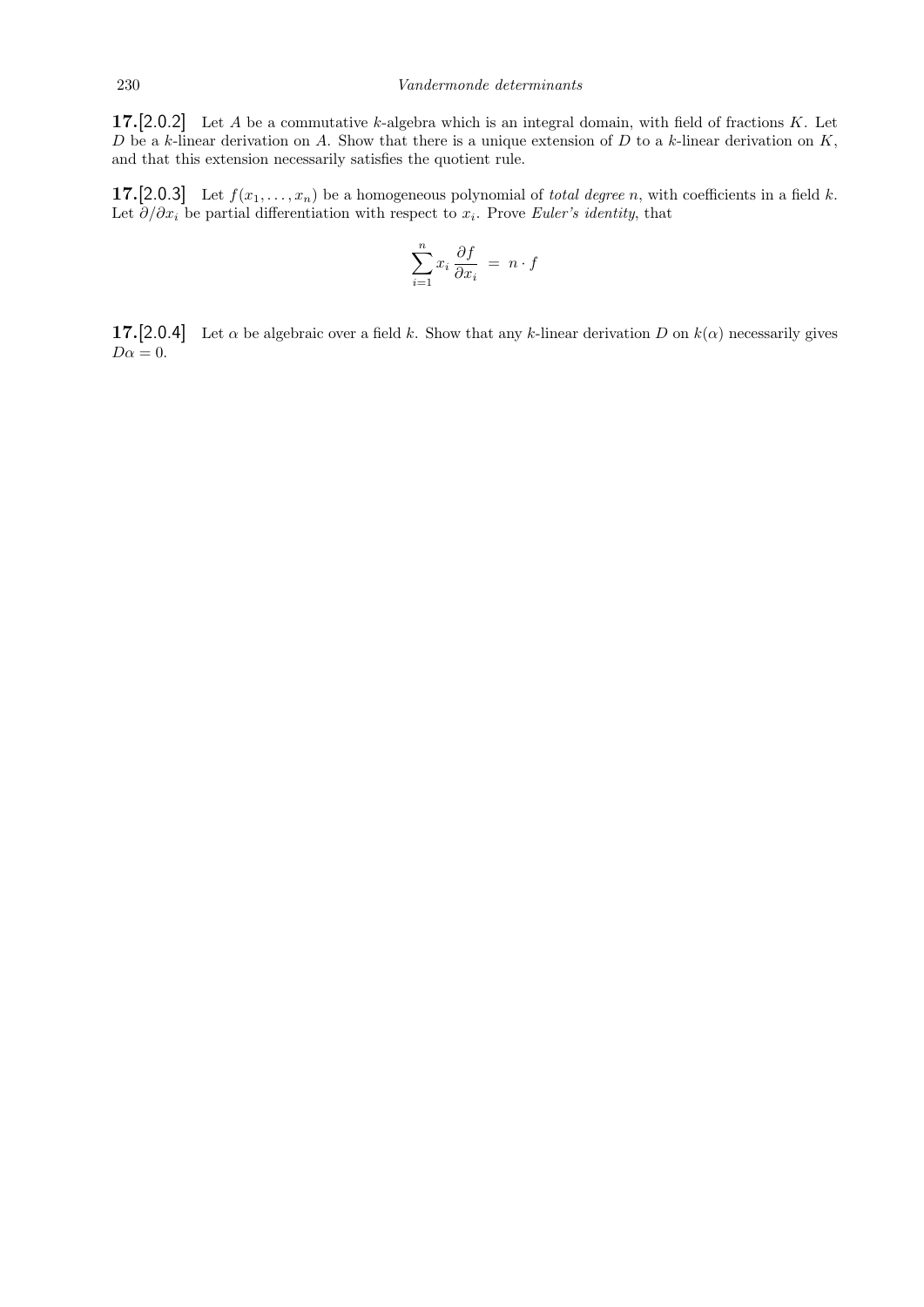**17.**[2.0.2] Let $A$ be a commutative $k$-algebra which is an integral domain, with field of fractions $K$. Let $D$ be a $k$-linear derivation on $A$. Show that there is a unique extension of $D$ to a $k$-linear derivation on $K$, and that this extension necessarily satisfies the quotient rule.

**17.**[2.0.3] Let $f(x_1, \ldots, x_n)$ be a homogeneous polynomial of *total degree* $n$, with coefficients in a field $k$. Let $\partial/\partial x_i$ be partial differentiation with respect to $x_i$. Prove *Euler's identity*, that

$$\sum_{i=1}^{n} x_i \frac{\partial f}{\partial x_i} = n \cdot f$$

**17.**[2.0.4] Let $\alpha$ be algebraic over a field $k$. Show that any $k$-linear derivation $D$ on $k(\alpha)$ necessarily gives $D\alpha = 0$.